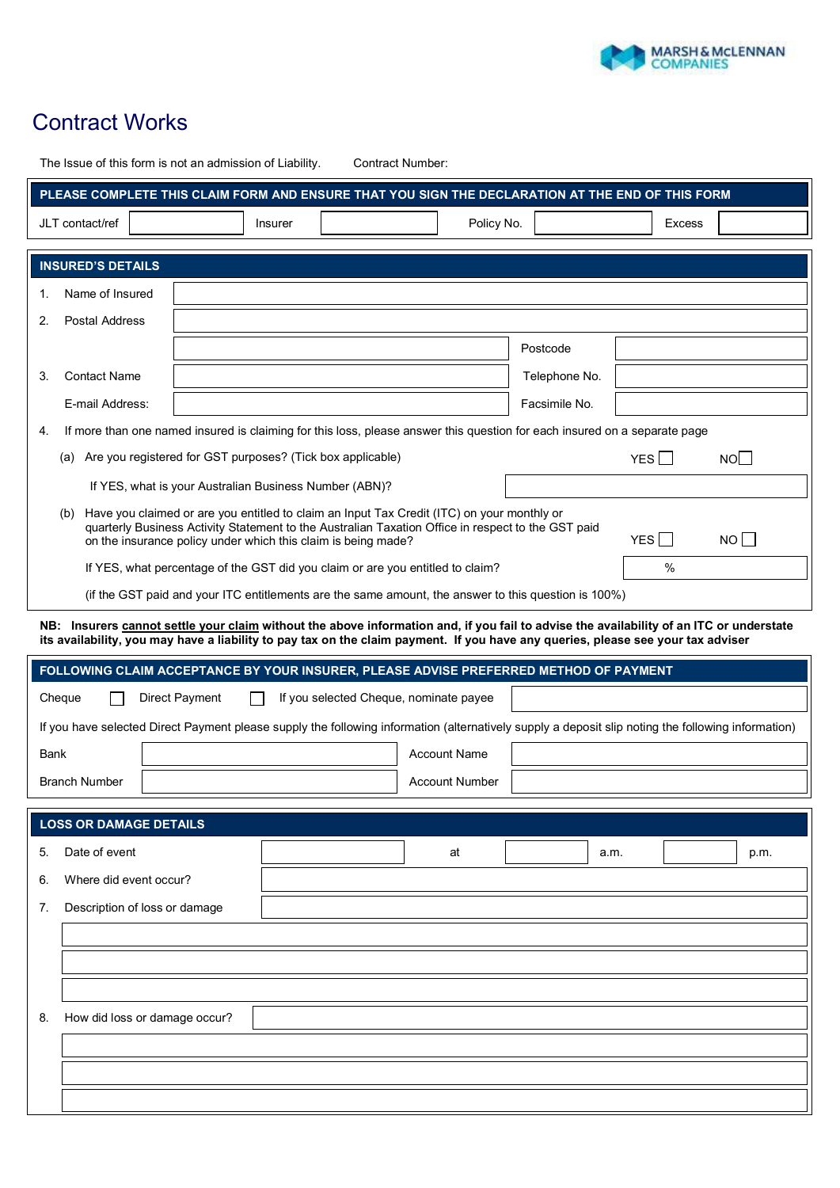MARSH & McLENNAN COMPANIES

# Contract Works

The Issue of this form is not an admission of Liability. Contract Number:

**PLEASE COMPLETE THIS CLAIM FORM AND ENSURE THAT YOU SIGN THE DECLARATION AT THE END OF THIS FORM**

| JLT contact/ref | | Insurer | | Policy No. | | Excess | |
|---|---|---|---|---|---|---|---|

## INSURED'S DETAILS

1. Name of Insured
2. Postal Address

   Postcode

3. Contact Name — Telephone No.

   E-mail Address: — Facsimile No.

4. If more than one named insured is claiming for this loss, please answer this question for each insured on a separate page

   (a) Are you registered for GST purposes? (Tick box applicable) YES ☐ NO ☐

   If YES, what is your Australian Business Number (ABN)?

   (b) Have you claimed or are you entitled to claim an Input Tax Credit (ITC) on your monthly or quarterly Business Activity Statement to the Australian Taxation Office in respect to the GST paid on the insurance policy under which this claim is being made? YES ☐ NO ☐

   If YES, what percentage of the GST did you claim or are you entitled to claim? %

   (if the GST paid and your ITC entitlements are the same amount, the answer to this question is 100%)

**NB: Insurers cannot settle your claim without the above information and, if you fail to advise the availability of an ITC or understate its availability, you may have a liability to pay tax on the claim payment. If you have any queries, please see your tax adviser**

## FOLLOWING CLAIM ACCEPTANCE BY YOUR INSURER, PLEASE ADVISE PREFERRED METHOD OF PAYMENT

Cheque ☐ Direct Payment ☐ If you selected Cheque, nominate payee

If you have selected Direct Payment please supply the following information (alternatively supply a deposit slip noting the following information)

| Bank | | Account Name | |
|---|---|---|---|
| Branch Number | | Account Number | |

## LOSS OR DAMAGE DETAILS

5. Date of event ______ at ______ a.m. ______ p.m.
6. Where did event occur?
7. Description of loss or damage
8. How did loss or damage occur?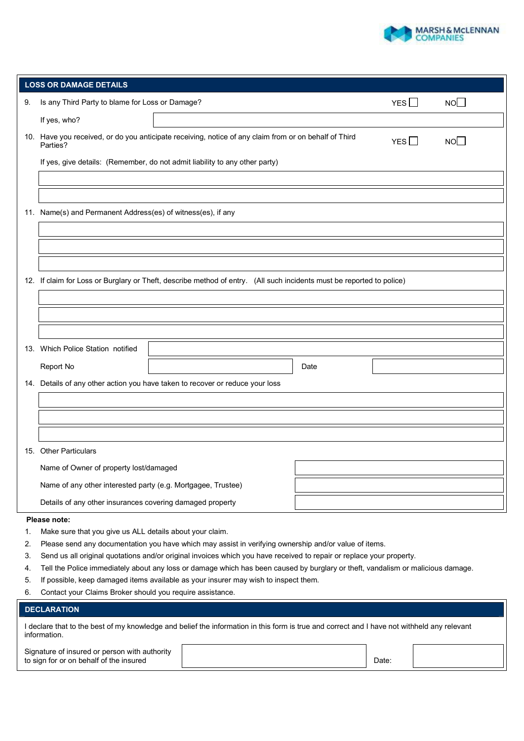## LOSS OR DAMAGE DETAILS

9. Is any Third Party to blame for Loss or Damage? YES ☐ NO ☐

   If yes, who?

10. Have you received, or do you anticipate receiving, notice of any claim from or on behalf of Third Parties? YES ☐ NO ☐

    If yes, give details: (Remember, do not admit liability to any other party)

11. Name(s) and Permanent Address(es) of witness(es), if any

12. If claim for Loss or Burglary or Theft, describe method of entry. (All such incidents must be reported to police)

13. Which Police Station notified

    Report No | Date

14. Details of any other action you have taken to recover or reduce your loss

15. Other Particulars

    Name of Owner of property lost/damaged

    Name of any other interested party (e.g. Mortgagee, Trustee)

    Details of any other insurances covering damaged property

**Please note:**

1. Make sure that you give us ALL details about your claim.
2. Please send any documentation you have which may assist in verifying ownership and/or value of items.
3. Send us all original quotations and/or original invoices which you have received to repair or replace your property.
4. Tell the Police immediately about any loss or damage which has been caused by burglary or theft, vandalism or malicious damage.
5. If possible, keep damaged items available as your insurer may wish to inspect them.
6. Contact your Claims Broker should you require assistance.

## DECLARATION

I declare that to the best of my knowledge and belief the information in this form is true and correct and I have not withheld any relevant information.

Signature of insured or person with authority to sign for or on behalf of the insured | Date: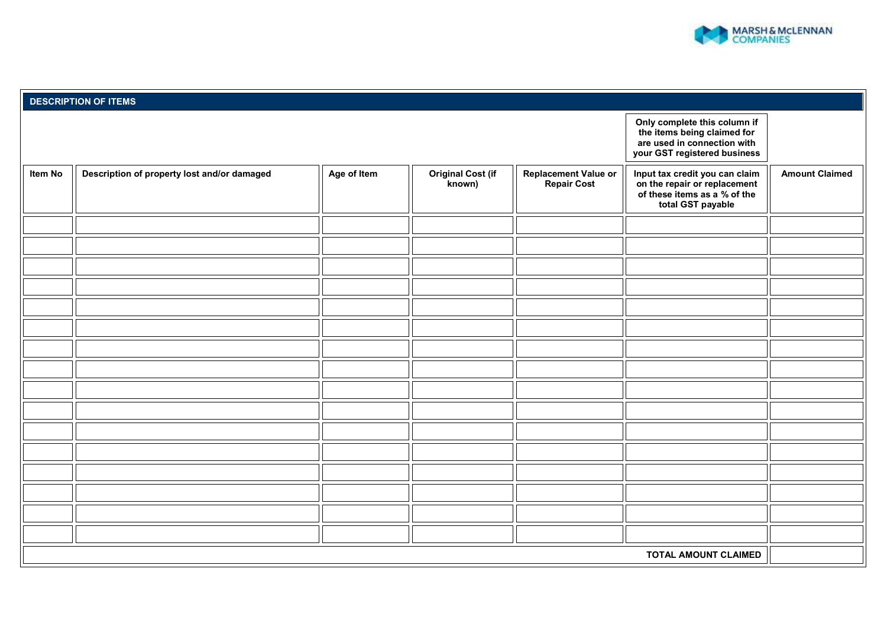## DESCRIPTION OF ITEMS

| | | | | | | |
|---|---|---|---|---|---|---|
| | | | | | **Only complete this column if the items being claimed for are used in connection with your GST registered business** | |
| **Item No** | **Description of property lost and/or damaged** | **Age of Item** | **Original Cost (if known)** | **Replacement Value or Repair Cost** | **Input tax credit you can claim on the repair or replacement of these items as a % of the total GST payable** | **Amount Claimed** |
| | | | | | | |
| | | | | | | |
| | | | | | | |
| | | | | | | |
| | | | | | | |
| | | | | | | |
| | | | | | | |
| | | | | | | |
| | | | | | | |
| | | | | | | |
| | | | | | | |
| | | | | | | |
| | | | | | | |
| | | | | | | |
| | | | | | | |
| | | | | | | |
| | | | | | **TOTAL AMOUNT CLAIMED** | |